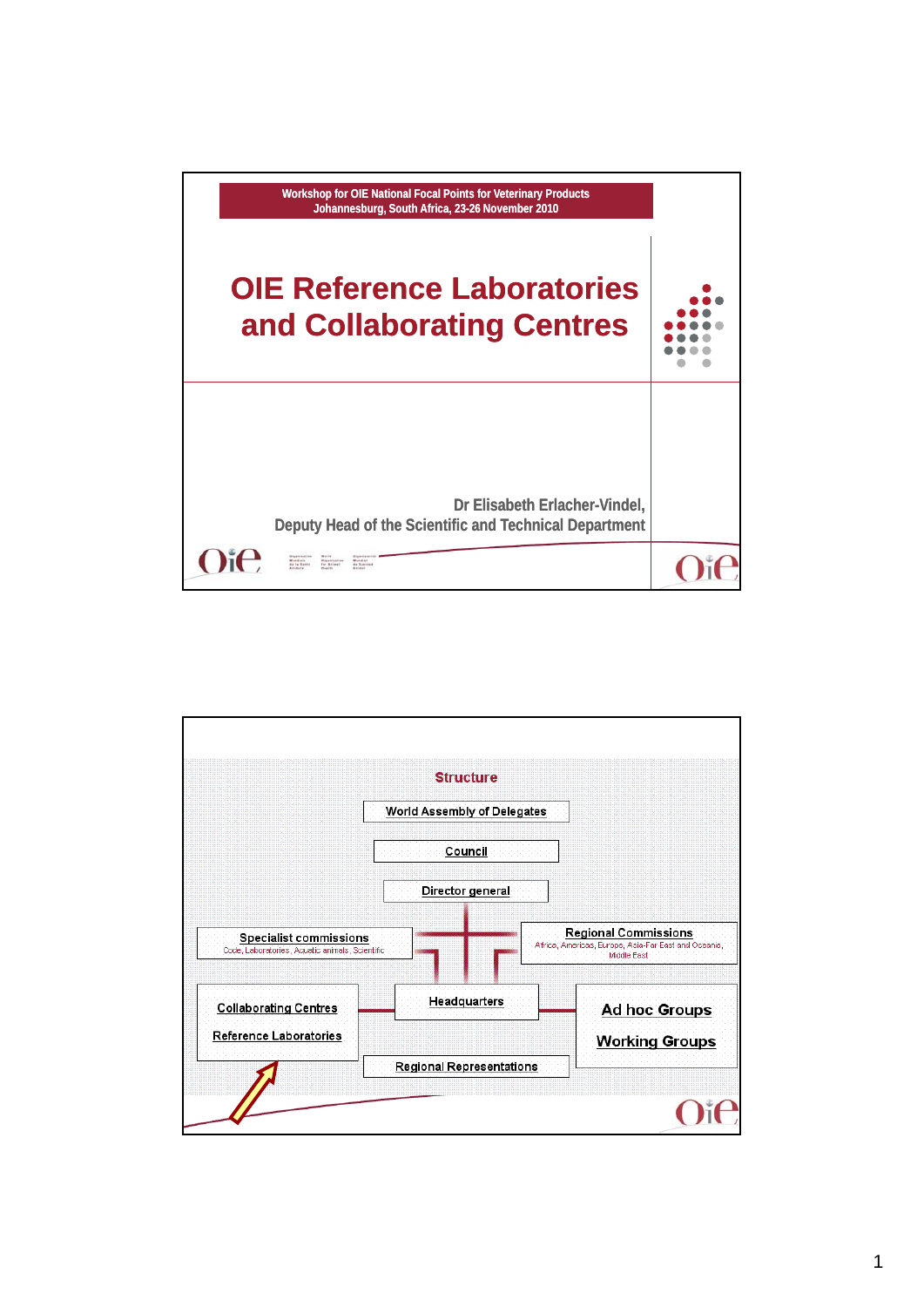Workshop for OIE National Focal Points for Veterinary Products
Johannesburg, South Africa, 23-26 November 2010

# OIE Reference Laboratories and Collaborating Centres

Dr Elisabeth Erlacher-Vindel,
Deputy Head of the Scientific and Technical Department

## Structure

- World Assembly of Delegates
- Council
- Director general
- Specialist commissions
  - Code, Laboratories, Aquatic animals, Scientific
- Regional Commissions
  - Africa, Americas, Europe, Asia-Far East and Oceania, Middle East
- Collaborating Centres
- Reference Laboratories
- Headquarters
- Ad hoc Groups
- Working Groups
- Regional Representations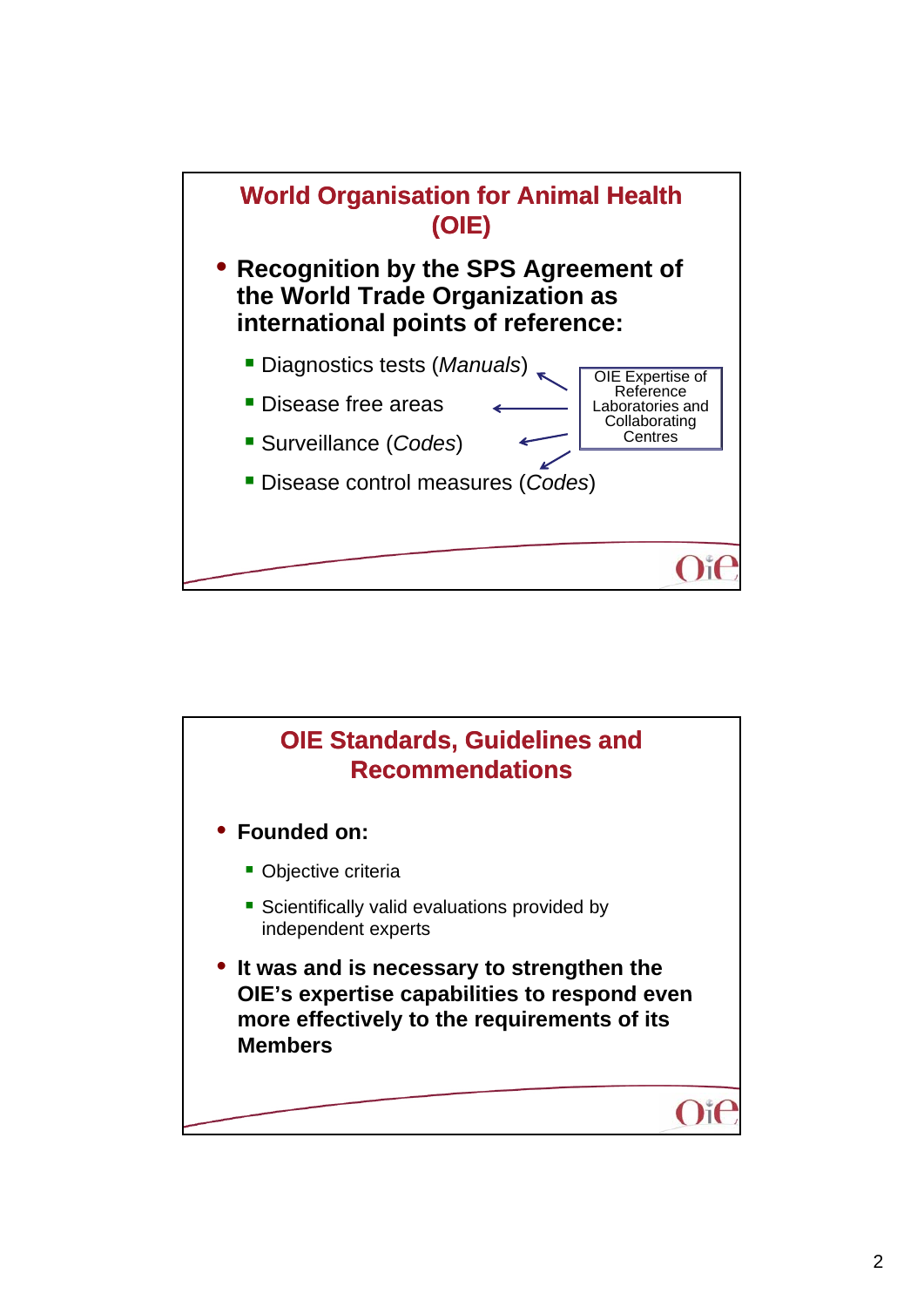## World Organisation for Animal Health (OIE)

- **Recognition by the SPS Agreement of the World Trade Organization as international points of reference:**
  - Diagnostics tests (*Manuals*)
  - Disease free areas
  - Surveillance (*Codes*)
  - Disease control measures (*Codes*)

OIE Expertise of Reference Laboratories and Collaborating Centres

## OIE Standards, Guidelines and Recommendations

- **Founded on:**
  - Objective criteria
  - Scientifically valid evaluations provided by independent experts
- **It was and is necessary to strengthen the OIE's expertise capabilities to respond even more effectively to the requirements of its Members**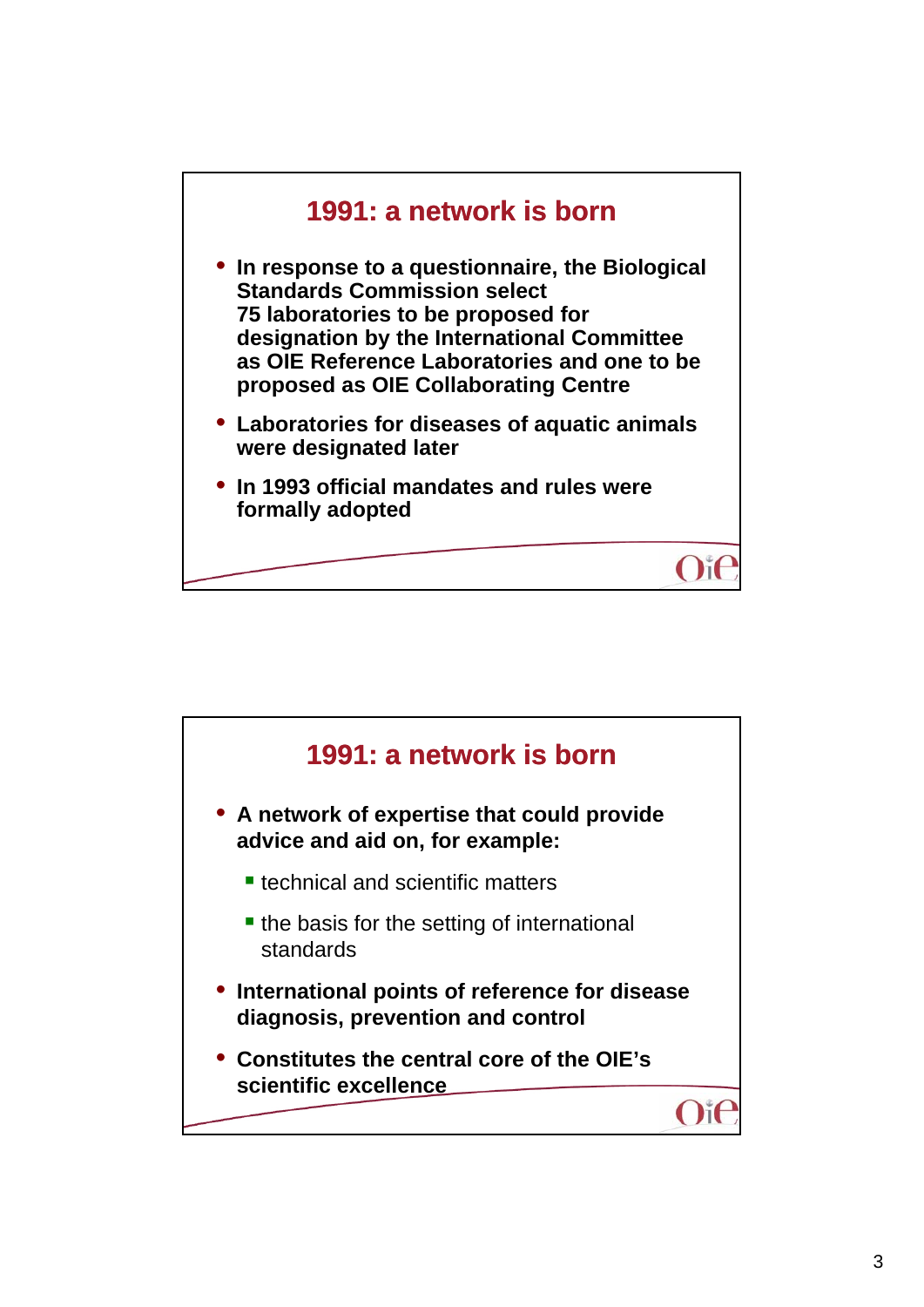## 1991: a network is born

- **In response to a questionnaire, the Biological Standards Commission select 75 laboratories to be proposed for designation by the International Committee as OIE Reference Laboratories and one to be proposed as OIE Collaborating Centre**
- **Laboratories for diseases of aquatic animals were designated later**
- **In 1993 official mandates and rules were formally adopted**

## 1991: a network is born

- **A network of expertise that could provide advice and aid on, for example:**
  - technical and scientific matters
  - the basis for the setting of international standards
- **International points of reference for disease diagnosis, prevention and control**
- **Constitutes the central core of the OIE's scientific excellence**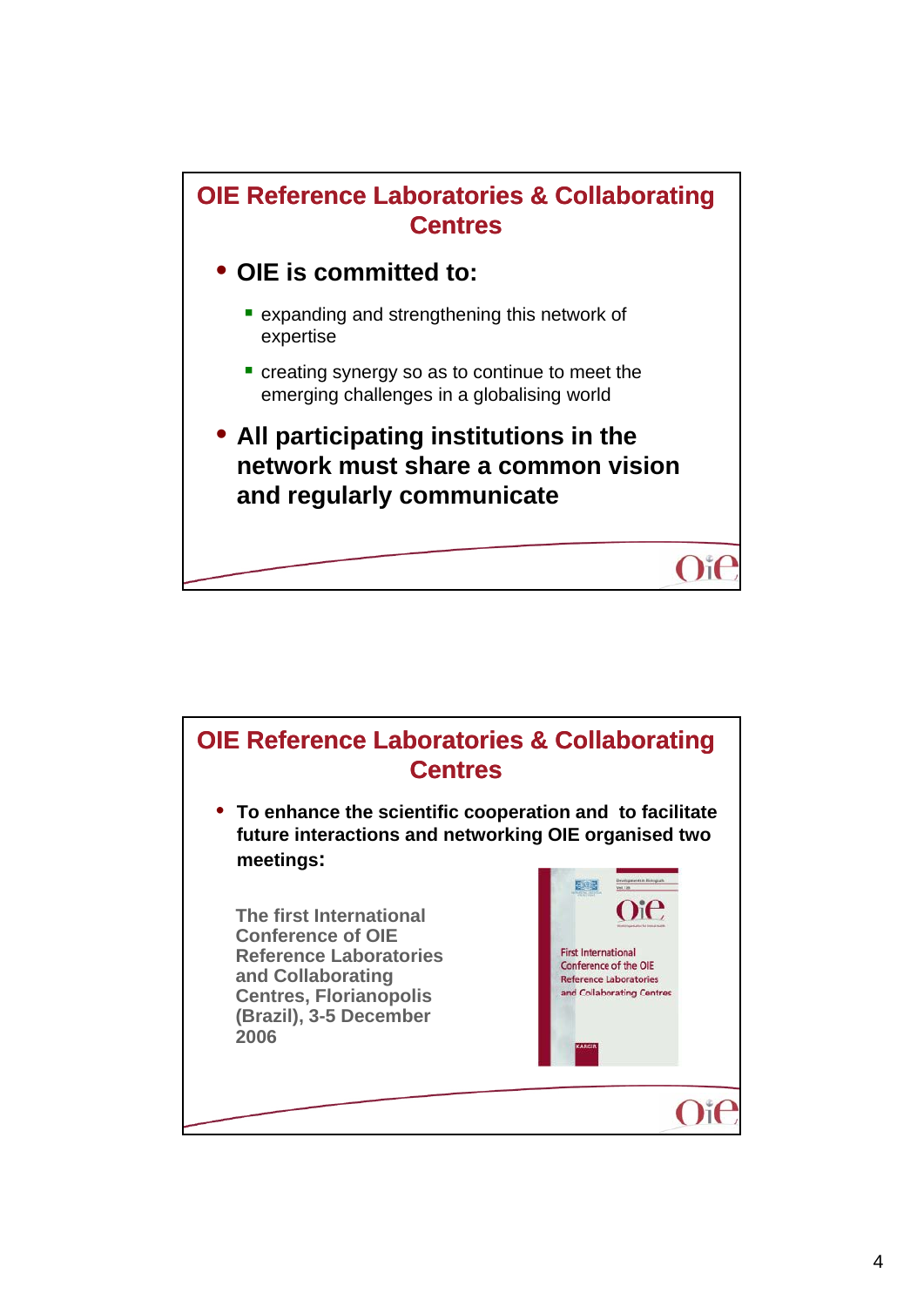## OIE Reference Laboratories & Collaborating Centres

- **OIE is committed to:**
  - expanding and strengthening this network of expertise
  - creating synergy so as to continue to meet the emerging challenges in a globalising world
- **All participating institutions in the network must share a common vision and regularly communicate**

## OIE Reference Laboratories & Collaborating Centres

- **To enhance the scientific cooperation and to facilitate future interactions and networking OIE organised two meetings:**

**The first International Conference of OIE Reference Laboratories and Collaborating Centres, Florianopolis (Brazil), 3-5 December 2006**

First International Conference of the OIE Reference Laboratories and Collaborating Centres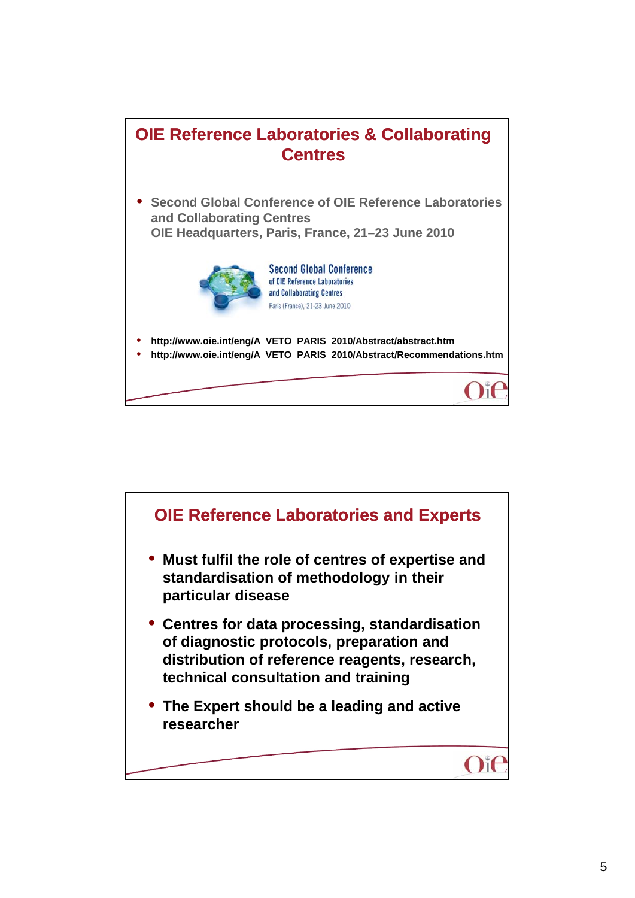## OIE Reference Laboratories & Collaborating Centres

- Second Global Conference of OIE Reference Laboratories and Collaborating Centres
  OIE Headquarters, Paris, France, 21–23 June 2010

Second Global Conference
of OIE Reference Laboratories
and Collaborating Centres
Paris (France), 21-23 June 2010

- http://www.oie.int/eng/A_VETO_PARIS_2010/Abstract/abstract.htm
- http://www.oie.int/eng/A_VETO_PARIS_2010/Abstract/Recommendations.htm

## OIE Reference Laboratories and Experts

- **Must fulfil the role of centres of expertise and standardisation of methodology in their particular disease**
- **Centres for data processing, standardisation of diagnostic protocols, preparation and distribution of reference reagents, research, technical consultation and training**
- **The Expert should be a leading and active researcher**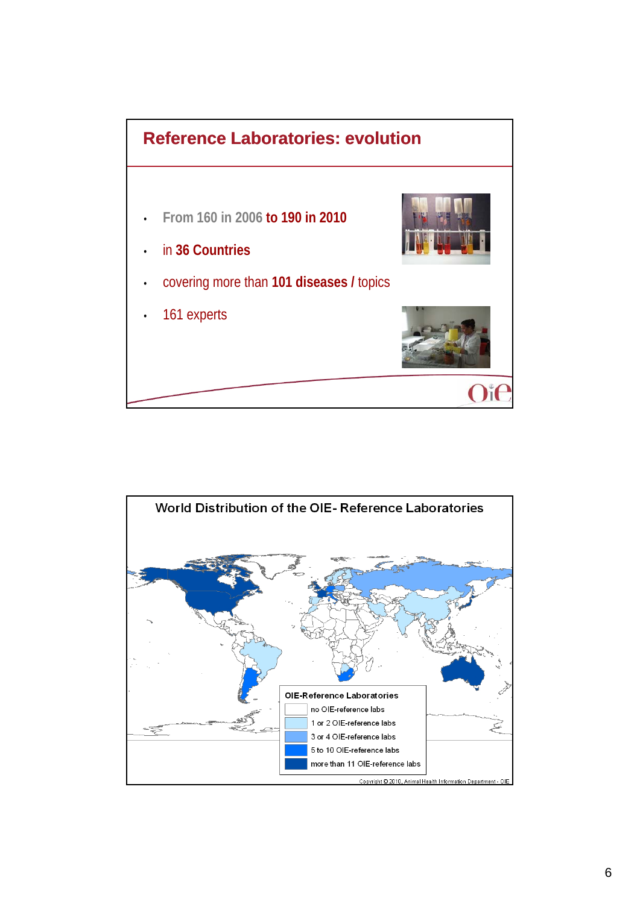## Reference Laboratories: evolution

- From 160 in 2006 **to 190 in 2010**
- in **36 Countries**
- covering more than **101 diseases /** topics
- 161 experts

## World Distribution of the OIE- Reference Laboratories

**OIE-Reference Laboratories**

- no OIE-reference labs
- 1 or 2 OIE-reference labs
- 3 or 4 OIE-reference labs
- 5 to 10 OIE-reference labs
- more than 11 OIE-reference labs

Copyright © 2010, Animal Health Information Department - OIE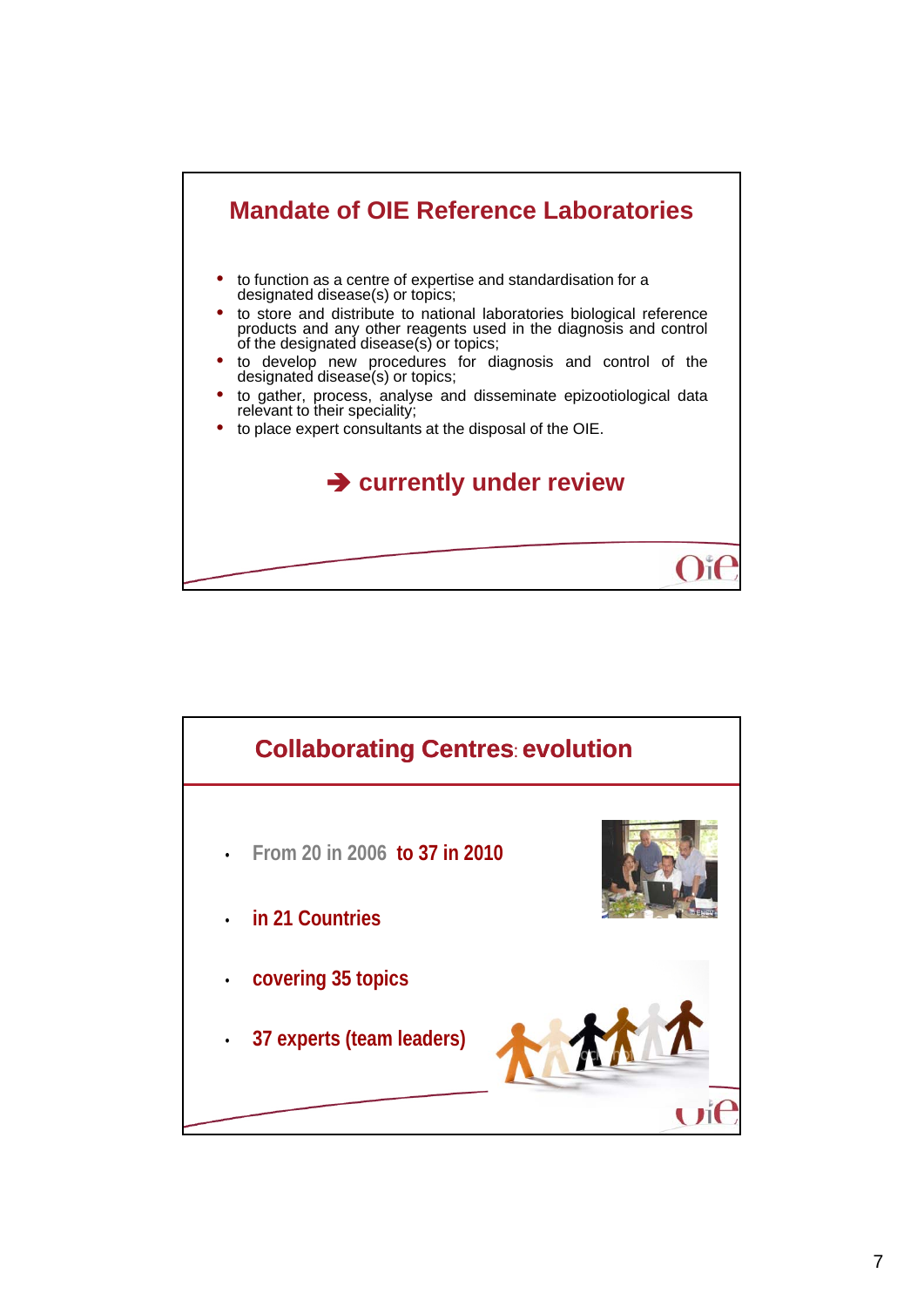## Mandate of OIE Reference Laboratories

- to function as a centre of expertise and standardisation for a designated disease(s) or topics;
- to store and distribute to national laboratories biological reference products and any other reagents used in the diagnosis and control of the designated disease(s) or topics;
- to develop new procedures for diagnosis and control of the designated disease(s) or topics;
- to gather, process, analyse and disseminate epizootiological data relevant to their speciality;
- to place expert consultants at the disposal of the OIE.

**➔ currently under review**

## Collaborating Centres: evolution

- From 20 in 2006 **to 37 in 2010**
- **in 21 Countries**
- **covering 35 topics**
- **37 experts (team leaders)**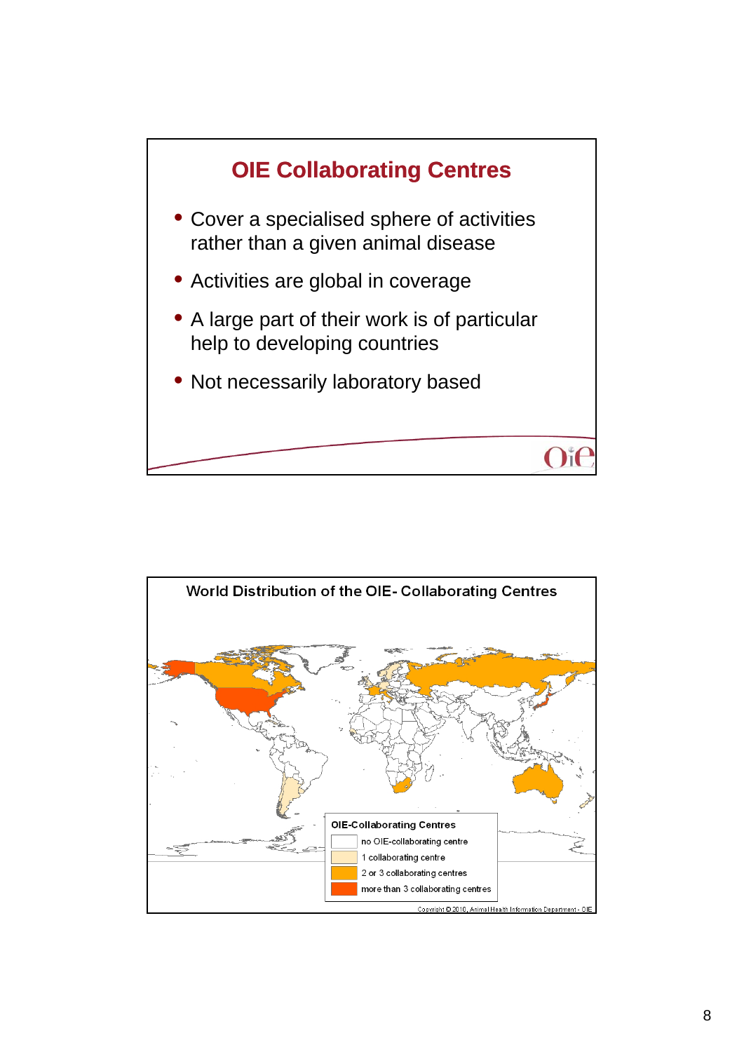# OIE Collaborating Centres

- Cover a specialised sphere of activities rather than a given animal disease
- Activities are global in coverage
- A large part of their work is of particular help to developing countries
- Not necessarily laboratory based

## World Distribution of the OIE- Collaborating Centres

**OIE-Collaborating Centres**

- no OIE-collaborating centre
- 1 collaborating centre
- 2 or 3 collaborating centres
- more than 3 collaborating centres

Copyright © 2010, Animal Health Information Department - OIE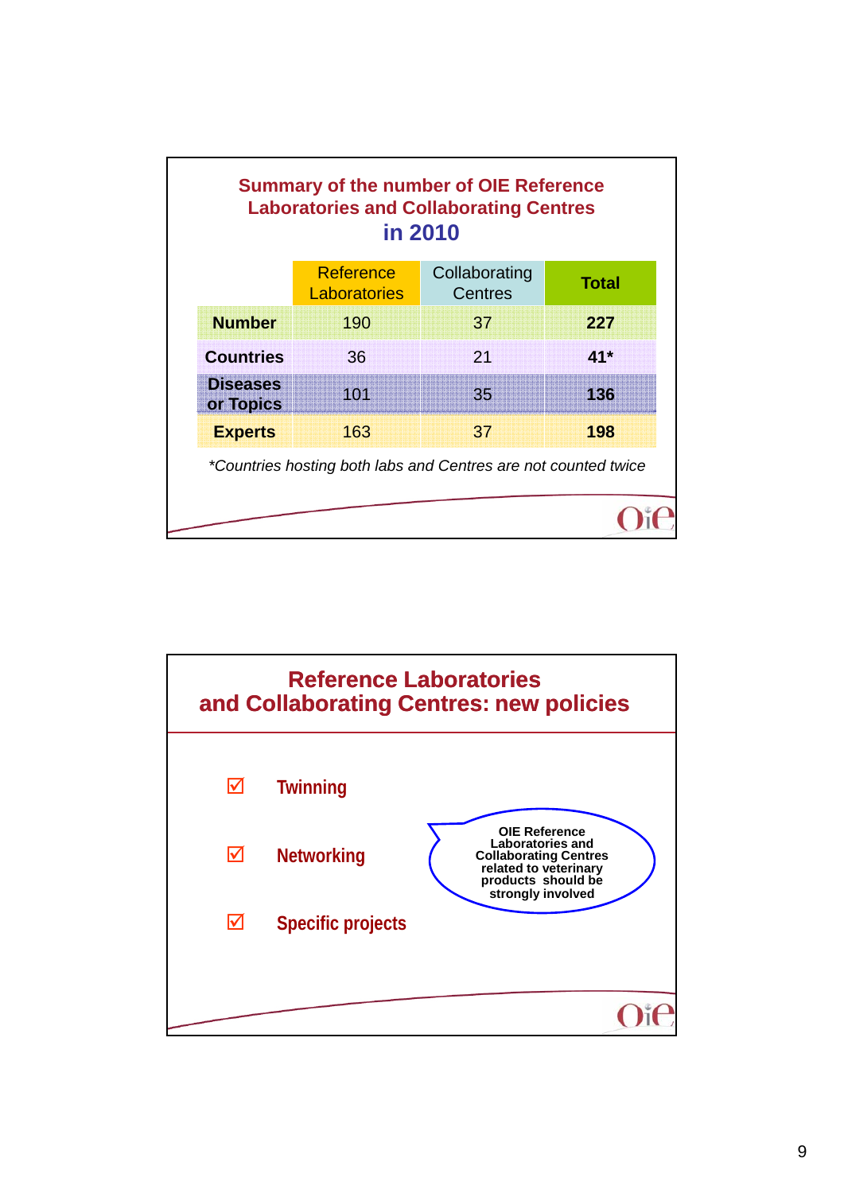## Summary of the number of OIE Reference Laboratories and Collaborating Centres in 2010

| | Reference Laboratories | Collaborating Centres | Total |
|---|---|---|---|
| **Number** | 190 | 37 | **227** |
| **Countries** | 36 | 21 | **41*** |
| **Diseases or Topics** | 101 | 35 | **136** |
| **Experts** | 163 | 37 | **198** |

*\*Countries hosting both labs and Centres are not counted twice*

## Reference Laboratories and Collaborating Centres: new policies

- ☑ Twinning
- ☑ Networking
- ☑ Specific projects

**OIE Reference Laboratories and Collaborating Centres related to veterinary products should be strongly involved**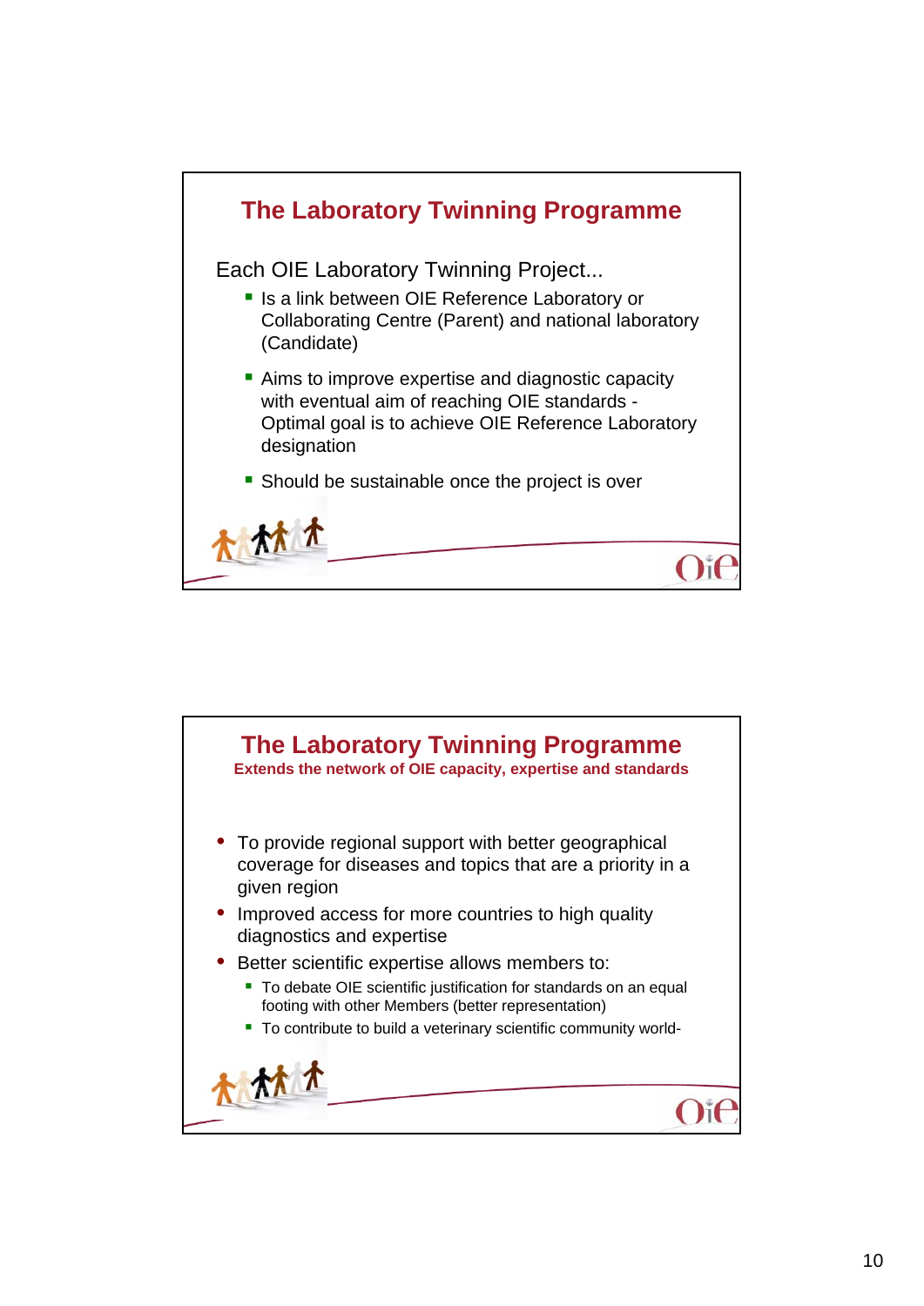## The Laboratory Twinning Programme

Each OIE Laboratory Twinning Project...

- Is a link between OIE Reference Laboratory or Collaborating Centre (Parent) and national laboratory (Candidate)
- Aims to improve expertise and diagnostic capacity with eventual aim of reaching OIE standards - Optimal goal is to achieve OIE Reference Laboratory designation
- Should be sustainable once the project is over

## The Laboratory Twinning Programme

**Extends the network of OIE capacity, expertise and standards**

- To provide regional support with better geographical coverage for diseases and topics that are a priority in a given region
- Improved access for more countries to high quality diagnostics and expertise
- Better scientific expertise allows members to:
  - To debate OIE scientific justification for standards on an equal footing with other Members (better representation)
  - To contribute to build a veterinary scientific community world-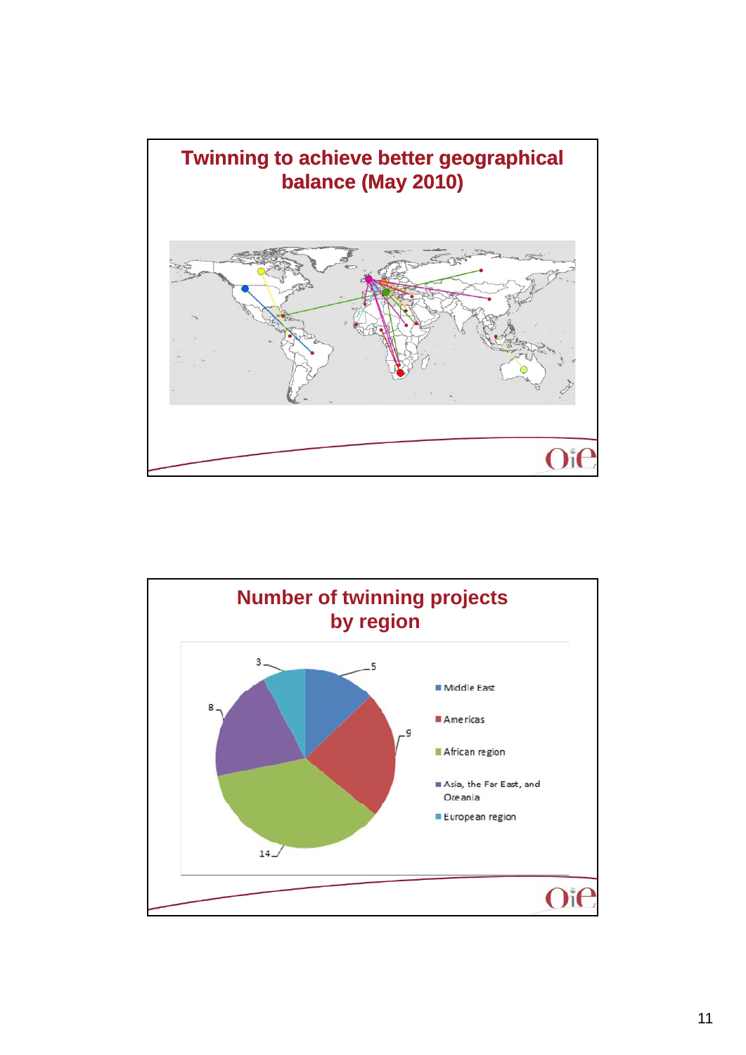# Twinning to achieve better geographical balance (May 2010)

# Number of twinning projects by region

| Region | Number of twinning projects |
|---|---|
| Middle East | 5 |
| Americas | 9 |
| African region | 14 |
| Asia, the Far East, and Oceania | 8 |
| European region | 3 |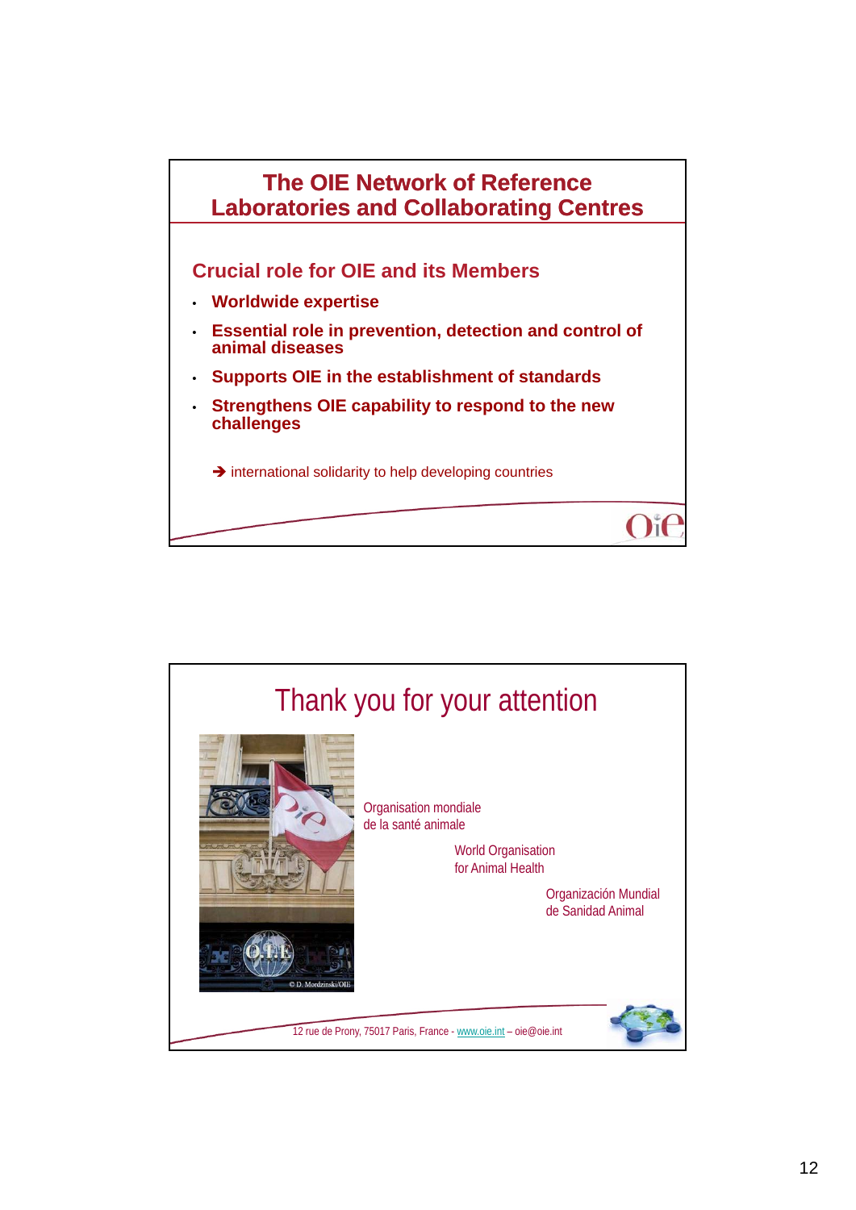## The OIE Network of Reference Laboratories and Collaborating Centres

### Crucial role for OIE and its Members

- **Worldwide expertise**
- **Essential role in prevention, detection and control of animal diseases**
- **Supports OIE in the establishment of standards**
- **Strengthens OIE capability to respond to the new challenges**

→ international solidarity to help developing countries

## Thank you for your attention

© D. Mordzinski/OIE

Organisation mondiale de la santé animale

World Organisation for Animal Health

Organización Mundial de Sanidad Animal

12 rue de Prony, 75017 Paris, France - www.oie.int – oie@oie.int